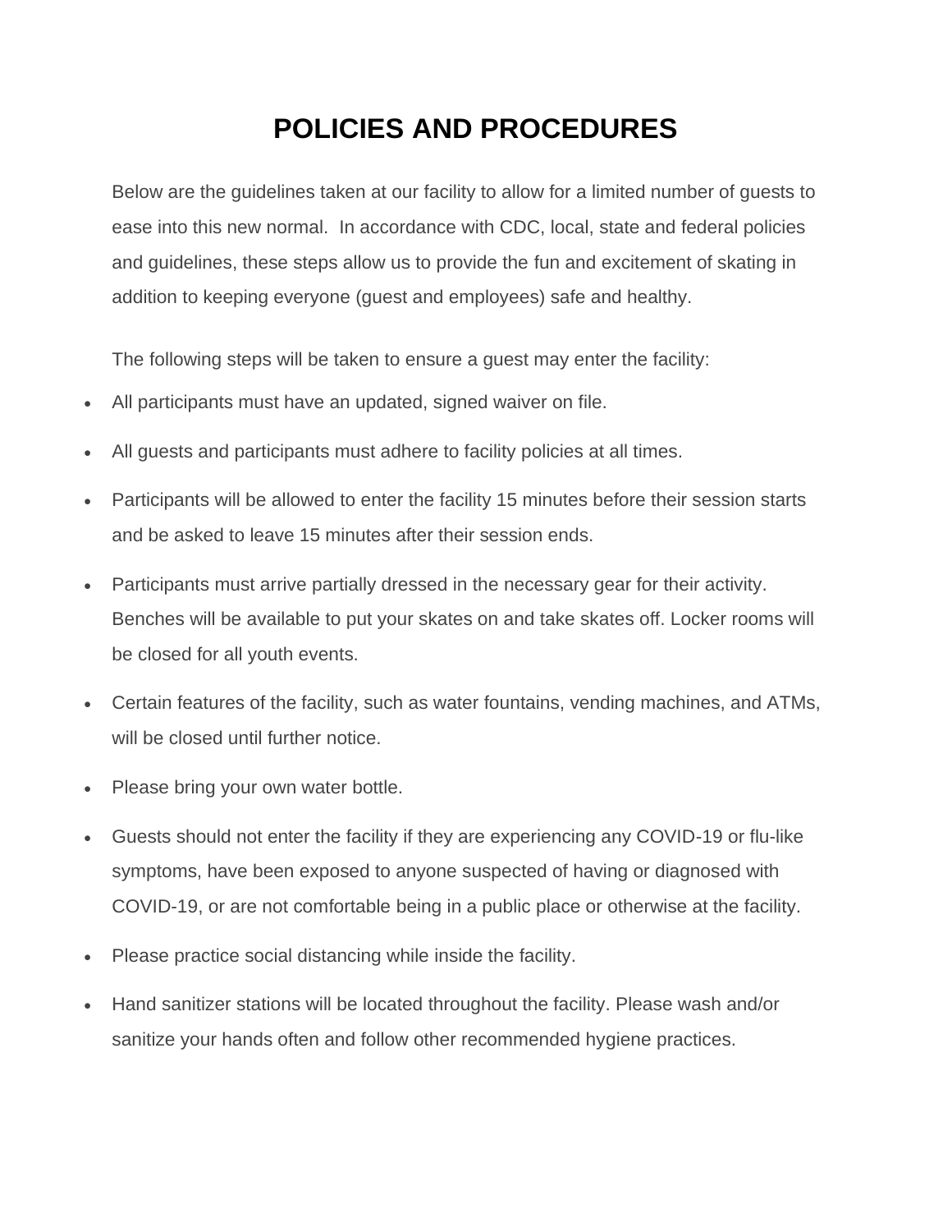# POLICIES AND PROCEDURES

Below are the guidelines taken at our facility to allow for a limited number of guests to ease into this new normal. In accordance with CDC, local, state and federal policies and guidelines, these steps allow us to provide the fun and excitement of skating in addition to keeping everyone (guest and employees) safe and healthy.

The following steps will be taken to ensure a guest may enter the facility:

- All participants must have an updated, signed waiver on file.
- All guests and participants must adhere to facility policies at all times.
- Participants will be allowed to enter the facility 15 minutes before their session starts and be asked to leave 15 minutes after their session ends.
- Participants must arrive partially dressed in the necessary gear for their activity. Benches will be available to put your skates on and take skates off. Locker rooms will be closed for all youth events.
- Certain features of the facility, such as water fountains, vending machines, and ATMs, will be closed until further notice.
- Please bring your own water bottle.
- Guests should not enter the facility if they are experiencing any COVID-19 or flu-like symptoms, have been exposed to anyone suspected of having or diagnosed with COVID-19, or are not comfortable being in a public place or otherwise at the facility.
- Please practice social distancing while inside the facility.
- Hand sanitizer stations will be located throughout the facility. Please wash and/or sanitize your hands often and follow other recommended hygiene practices.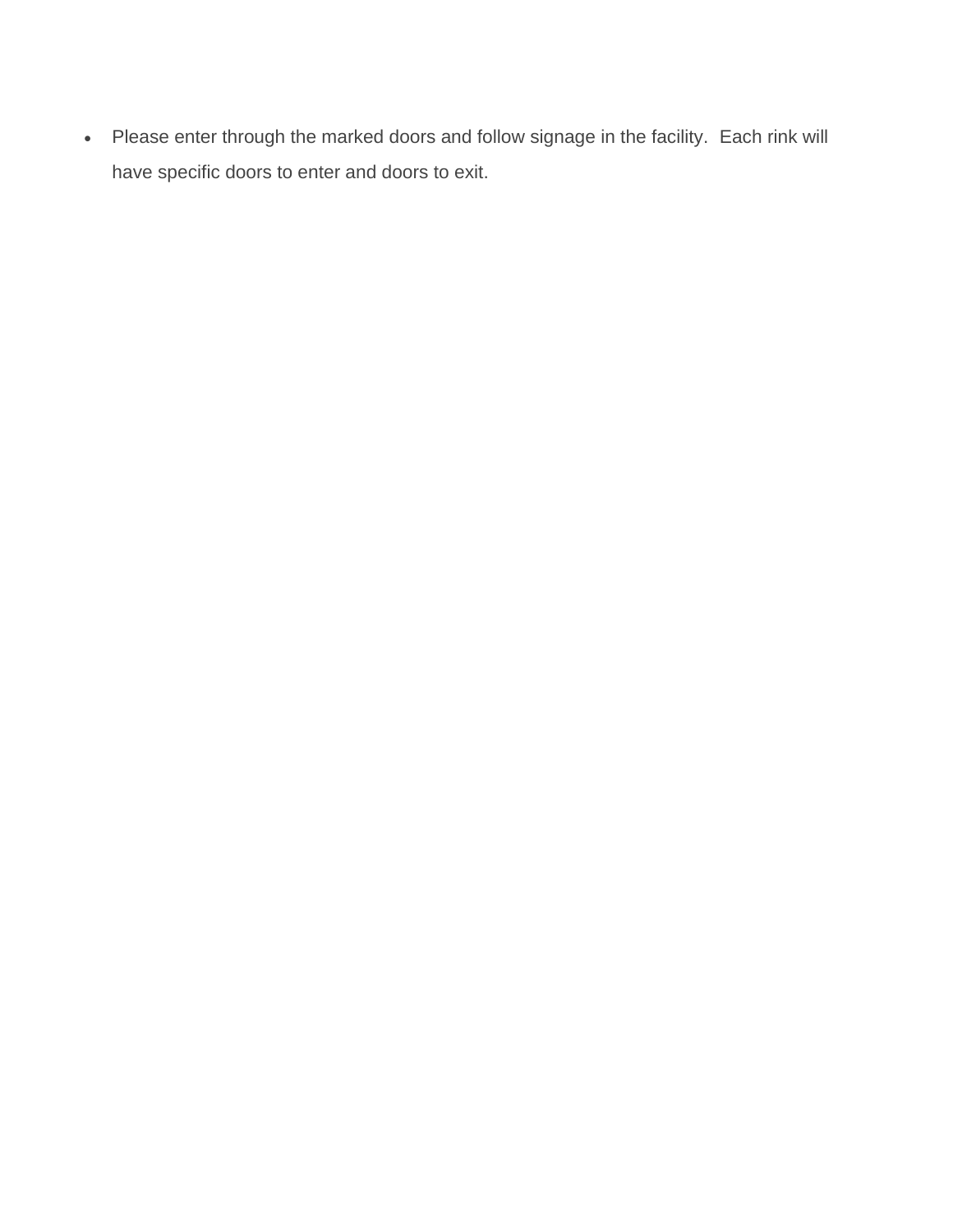- Please enter through the marked doors and follow signage in the facility. Each rink will have specific doors to enter and doors to exit.